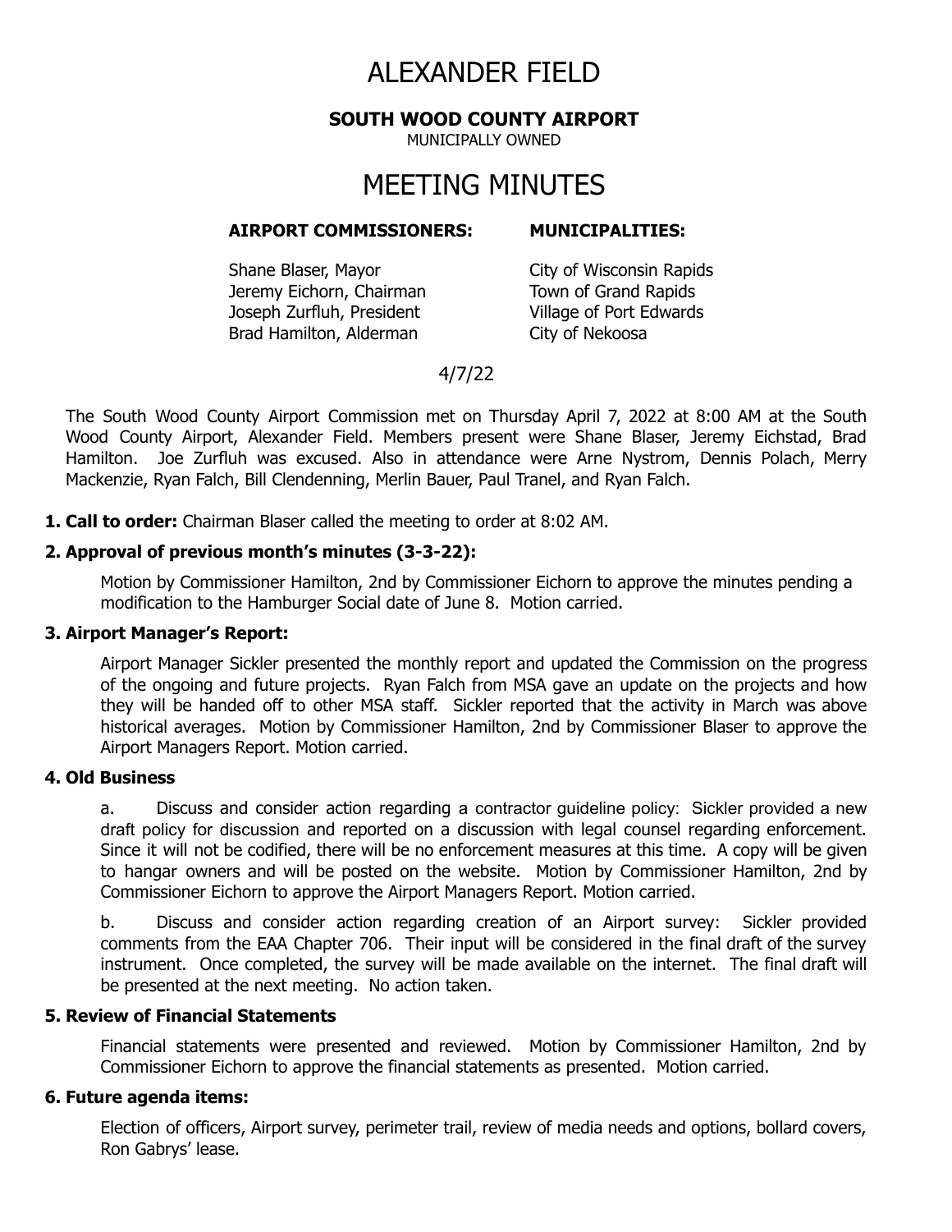# ALEXANDER FIELD

**SOUTH WOOD COUNTY AIRPORT**

MUNICIPALLY OWNED

# MEETING MINUTES

| **AIRPORT COMMISSIONERS:** | **MUNICIPALITIES:** |
|---|---|
| Shane Blaser, Mayor | City of Wisconsin Rapids |
| Jeremy Eichorn, Chairman | Town of Grand Rapids |
| Joseph Zurfluh, President | Village of Port Edwards |
| Brad Hamilton, Alderman | City of Nekoosa |

4/7/22

The South Wood County Airport Commission met on Thursday April 7, 2022 at 8:00 AM at the South Wood County Airport, Alexander Field. Members present were Shane Blaser, Jeremy Eichstad, Brad Hamilton. Joe Zurfluh was excused. Also in attendance were Arne Nystrom, Dennis Polach, Merry Mackenzie, Ryan Falch, Bill Clendenning, Merlin Bauer, Paul Tranel, and Ryan Falch.

**1. Call to order:** Chairman Blaser called the meeting to order at 8:02 AM.

**2. Approval of previous month's minutes (3-3-22):**

Motion by Commissioner Hamilton, 2nd by Commissioner Eichorn to approve the minutes pending a modification to the Hamburger Social date of June 8. Motion carried.

**3. Airport Manager's Report:**

Airport Manager Sickler presented the monthly report and updated the Commission on the progress of the ongoing and future projects. Ryan Falch from MSA gave an update on the projects and how they will be handed off to other MSA staff. Sickler reported that the activity in March was above historical averages. Motion by Commissioner Hamilton, 2nd by Commissioner Blaser to approve the Airport Managers Report. Motion carried.

**4. Old Business**

a. Discuss and consider action regarding a contractor guideline policy: Sickler provided a new draft policy for discussion and reported on a discussion with legal counsel regarding enforcement. Since it will not be codified, there will be no enforcement measures at this time. A copy will be given to hangar owners and will be posted on the website. Motion by Commissioner Hamilton, 2nd by Commissioner Eichorn to approve the Airport Managers Report. Motion carried.

b. Discuss and consider action regarding creation of an Airport survey: Sickler provided comments from the EAA Chapter 706. Their input will be considered in the final draft of the survey instrument. Once completed, the survey will be made available on the internet. The final draft will be presented at the next meeting. No action taken.

**5. Review of Financial Statements**

Financial statements were presented and reviewed. Motion by Commissioner Hamilton, 2nd by Commissioner Eichorn to approve the financial statements as presented. Motion carried.

**6. Future agenda items:**

Election of officers, Airport survey, perimeter trail, review of media needs and options, bollard covers, Ron Gabrys' lease.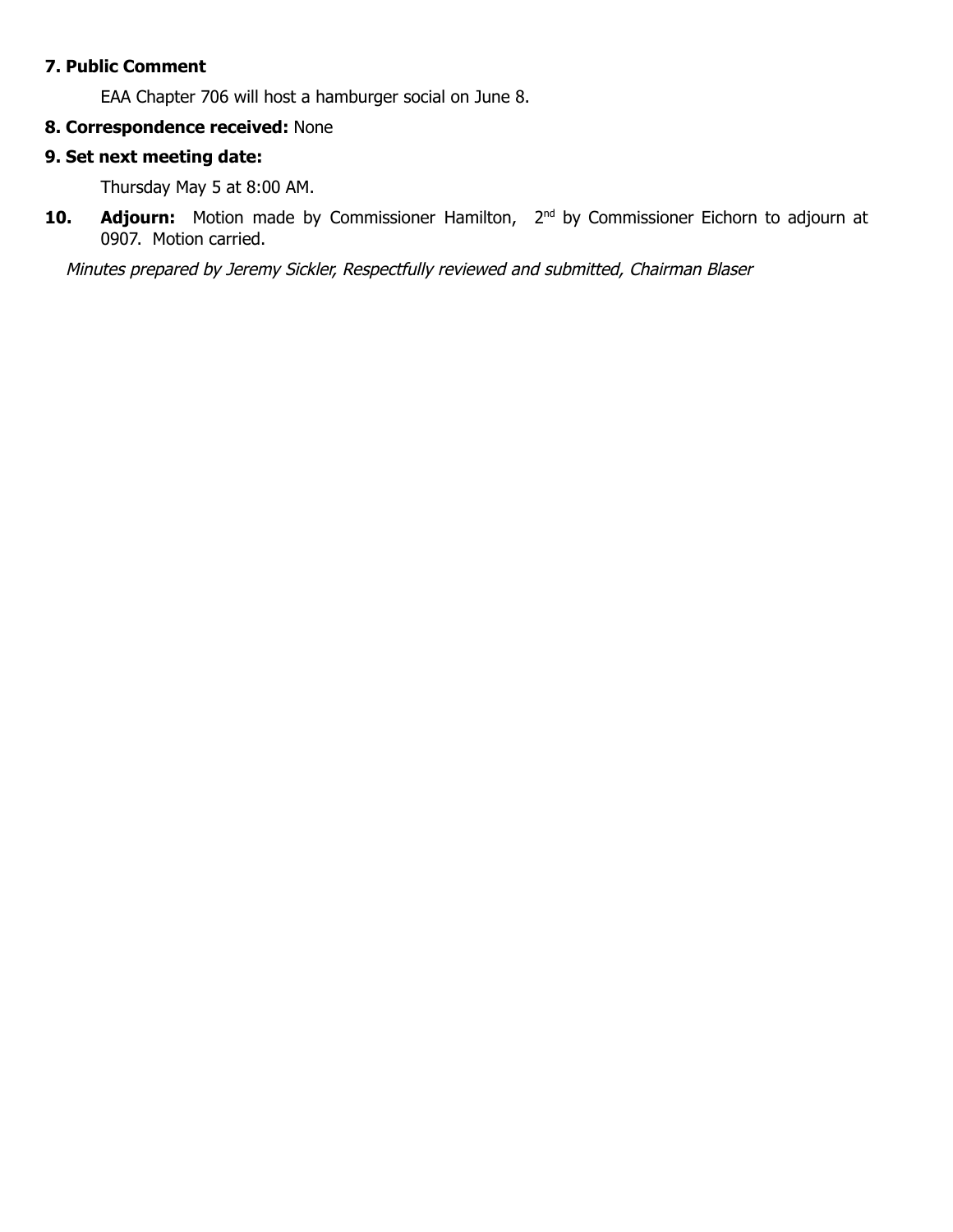**7. Public Comment**

EAA Chapter 706 will host a hamburger social on June 8.

**8. Correspondence received:** None

**9. Set next meeting date:**

Thursday May 5 at 8:00 AM.

**10. Adjourn:** Motion made by Commissioner Hamilton, 2nd by Commissioner Eichorn to adjourn at 0907. Motion carried.

*Minutes prepared by Jeremy Sickler, Respectfully reviewed and submitted, Chairman Blaser*